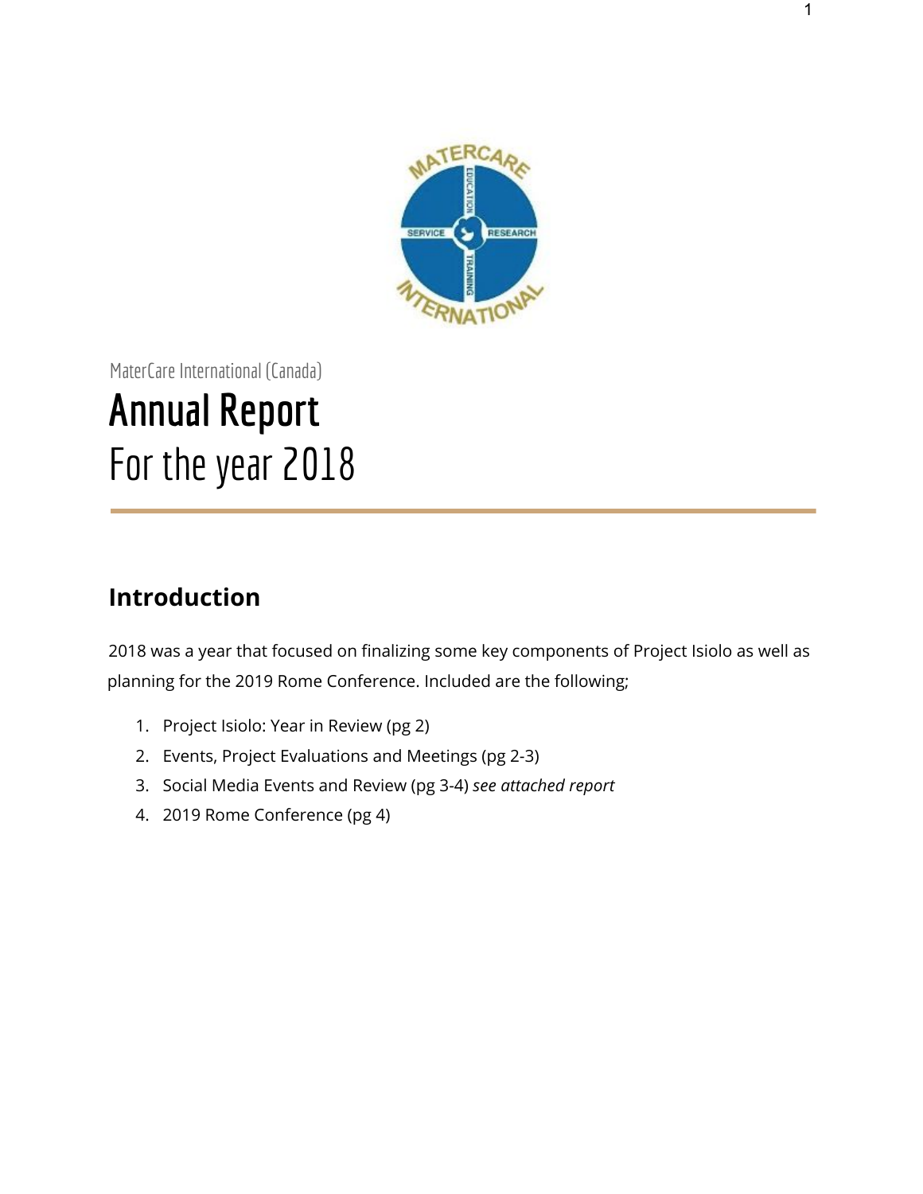MaterCare International (Canada)

# Annual Report
For the year 2018

## Introduction

2018 was a year that focused on finalizing some key components of Project Isiolo as well as planning for the 2019 Rome Conference. Included are the following;

1. Project Isiolo: Year in Review (pg 2)
2. Events, Project Evaluations and Meetings (pg 2-3)
3. Social Media Events and Review (pg 3-4) *see attached report*
4. 2019 Rome Conference (pg 4)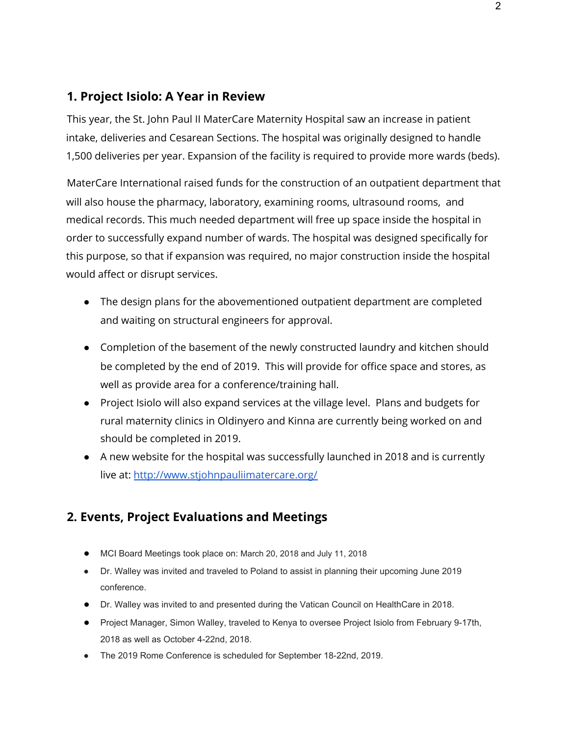## 1. Project Isiolo: A Year in Review

This year, the St. John Paul II MaterCare Maternity Hospital saw an increase in patient intake, deliveries and Cesarean Sections. The hospital was originally designed to handle 1,500 deliveries per year. Expansion of the facility is required to provide more wards (beds).

MaterCare International raised funds for the construction of an outpatient department that will also house the pharmacy, laboratory, examining rooms, ultrasound rooms, and medical records. This much needed department will free up space inside the hospital in order to successfully expand number of wards. The hospital was designed specifically for this purpose, so that if expansion was required, no major construction inside the hospital would affect or disrupt services.

- The design plans for the abovementioned outpatient department are completed and waiting on structural engineers for approval.
- Completion of the basement of the newly constructed laundry and kitchen should be completed by the end of 2019. This will provide for office space and stores, as well as provide area for a conference/training hall.
- Project Isiolo will also expand services at the village level. Plans and budgets for rural maternity clinics in Oldinyero and Kinna are currently being worked on and should be completed in 2019.
- A new website for the hospital was successfully launched in 2018 and is currently live at: [http://www.stjohnpauliimatercare.org/](http://www.stjohnpauliimatercare.org/)

## 2. Events, Project Evaluations and Meetings

- MCI Board Meetings took place on: March 20, 2018 and July 11, 2018
- Dr. Walley was invited and traveled to Poland to assist in planning their upcoming June 2019 conference.
- Dr. Walley was invited to and presented during the Vatican Council on HealthCare in 2018.
- Project Manager, Simon Walley, traveled to Kenya to oversee Project Isiolo from February 9-17th, 2018 as well as October 4-22nd, 2018.
- The 2019 Rome Conference is scheduled for September 18-22nd, 2019.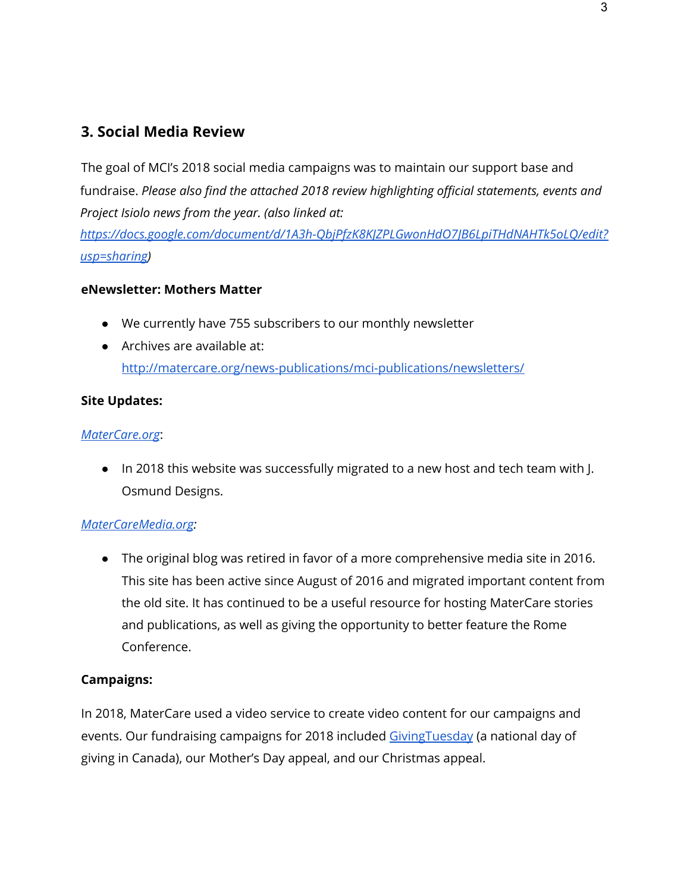## 3. Social Media Review

The goal of MCI's 2018 social media campaigns was to maintain our support base and fundraise. *Please also find the attached 2018 review highlighting official statements, events and Project Isiolo news from the year. (also linked at: https://docs.google.com/document/d/1A3h-QbjPfzK8KJZPLGwonHdO7JB6LpiTHdNAHTk5oLQ/edit?usp=sharing)*

**eNewsletter: Mothers Matter**

- We currently have 755 subscribers to our monthly newsletter
- Archives are available at: http://matercare.org/news-publications/mci-publications/newsletters/

**Site Updates:**

*MaterCare.org*:

- In 2018 this website was successfully migrated to a new host and tech team with J. Osmund Designs.

*MaterCareMedia.org:*

- The original blog was retired in favor of a more comprehensive media site in 2016. This site has been active since August of 2016 and migrated important content from the old site. It has continued to be a useful resource for hosting MaterCare stories and publications, as well as giving the opportunity to better feature the Rome Conference.

**Campaigns:**

In 2018, MaterCare used a video service to create video content for our campaigns and events. Our fundraising campaigns for 2018 included GivingTuesday (a national day of giving in Canada), our Mother's Day appeal, and our Christmas appeal.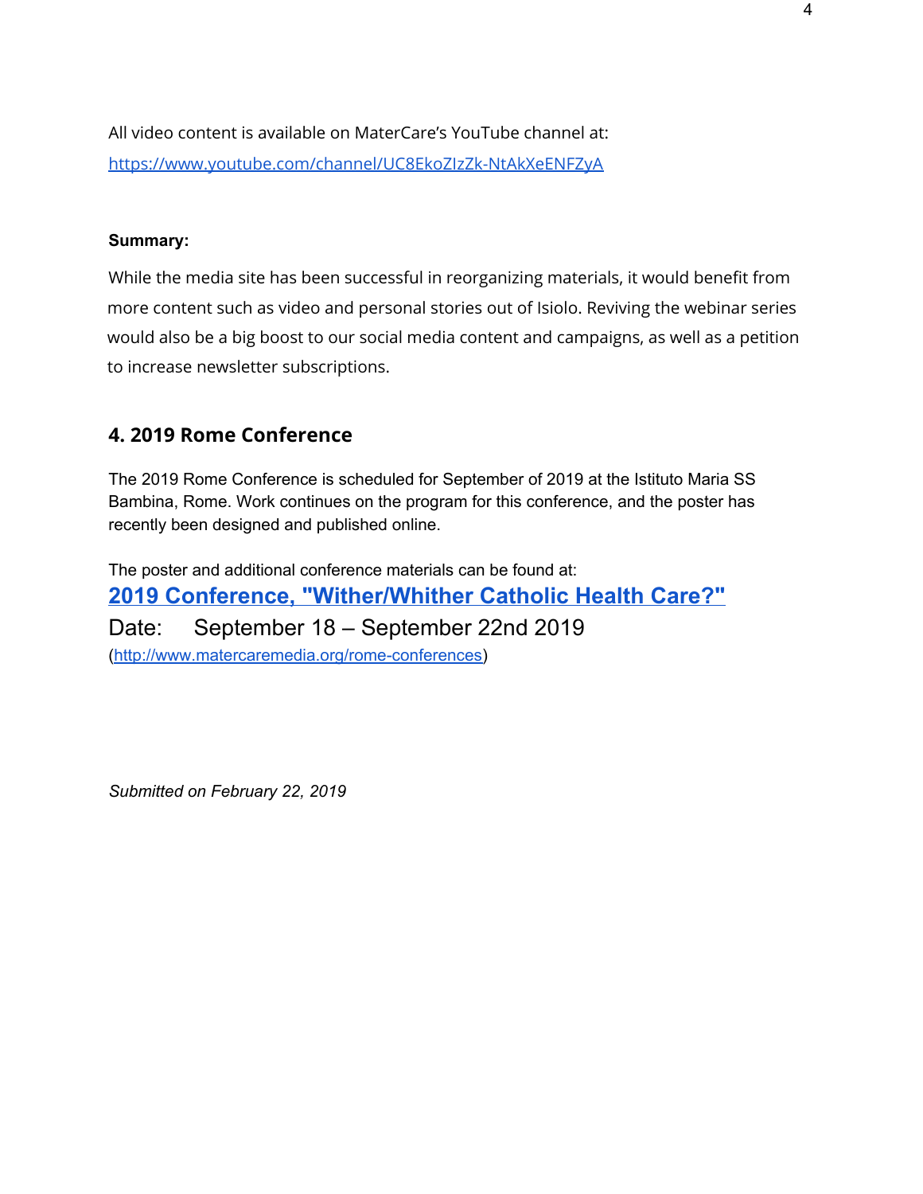All video content is available on MaterCare's YouTube channel at: https://www.youtube.com/channel/UC8EkoZIzZk-NtAkXeENFZyA

**Summary:**

While the media site has been successful in reorganizing materials, it would benefit from more content such as video and personal stories out of Isiolo. Reviving the webinar series would also be a big boost to our social media content and campaigns, as well as a petition to increase newsletter subscriptions.

## 4. 2019 Rome Conference

The 2019 Rome Conference is scheduled for September of 2019 at the Istituto Maria SS Bambina, Rome. Work continues on the program for this conference, and the poster has recently been designed and published online.

The poster and additional conference materials can be found at:

**2019 Conference, "Wither/Whither Catholic Health Care?"**

Date: September 18 – September 22nd 2019

(http://www.matercaremedia.org/rome-conferences)

*Submitted on February 22, 2019*